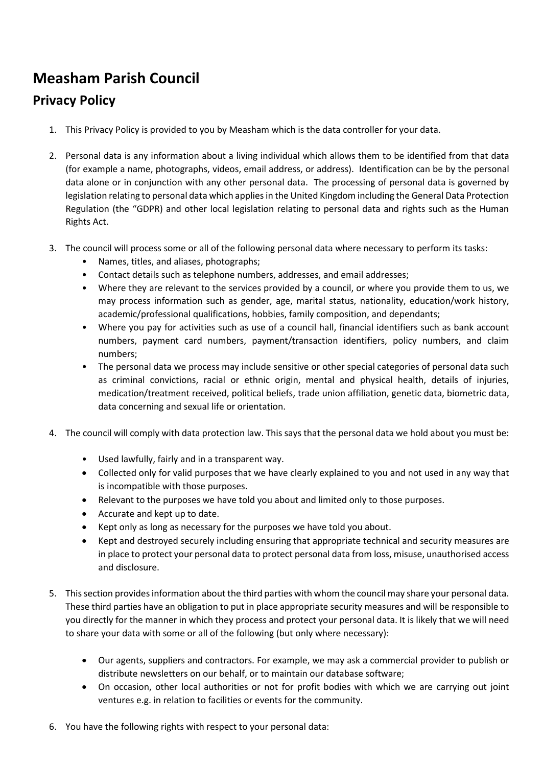# Measham Parish Council

## Privacy Policy

1. This Privacy Policy is provided to you by Measham which is the data controller for your data.

2. Personal data is any information about a living individual which allows them to be identified from that data (for example a name, photographs, videos, email address, or address). Identification can be by the personal data alone or in conjunction with any other personal data. The processing of personal data is governed by legislation relating to personal data which applies in the United Kingdom including the General Data Protection Regulation (the "GDPR) and other local legislation relating to personal data and rights such as the Human Rights Act.

3. The council will process some or all of the following personal data where necessary to perform its tasks:
   - Names, titles, and aliases, photographs;
   - Contact details such as telephone numbers, addresses, and email addresses;
   - Where they are relevant to the services provided by a council, or where you provide them to us, we may process information such as gender, age, marital status, nationality, education/work history, academic/professional qualifications, hobbies, family composition, and dependants;
   - Where you pay for activities such as use of a council hall, financial identifiers such as bank account numbers, payment card numbers, payment/transaction identifiers, policy numbers, and claim numbers;
   - The personal data we process may include sensitive or other special categories of personal data such as criminal convictions, racial or ethnic origin, mental and physical health, details of injuries, medication/treatment received, political beliefs, trade union affiliation, genetic data, biometric data, data concerning and sexual life or orientation.

4. The council will comply with data protection law. This says that the personal data we hold about you must be:
   - Used lawfully, fairly and in a transparent way.
   - Collected only for valid purposes that we have clearly explained to you and not used in any way that is incompatible with those purposes.
   - Relevant to the purposes we have told you about and limited only to those purposes.
   - Accurate and kept up to date.
   - Kept only as long as necessary for the purposes we have told you about.
   - Kept and destroyed securely including ensuring that appropriate technical and security measures are in place to protect your personal data to protect personal data from loss, misuse, unauthorised access and disclosure.

5. This section provides information about the third parties with whom the council may share your personal data. These third parties have an obligation to put in place appropriate security measures and will be responsible to you directly for the manner in which they process and protect your personal data. It is likely that we will need to share your data with some or all of the following (but only where necessary):
   - Our agents, suppliers and contractors. For example, we may ask a commercial provider to publish or distribute newsletters on our behalf, or to maintain our database software;
   - On occasion, other local authorities or not for profit bodies with which we are carrying out joint ventures e.g. in relation to facilities or events for the community.

6. You have the following rights with respect to your personal data: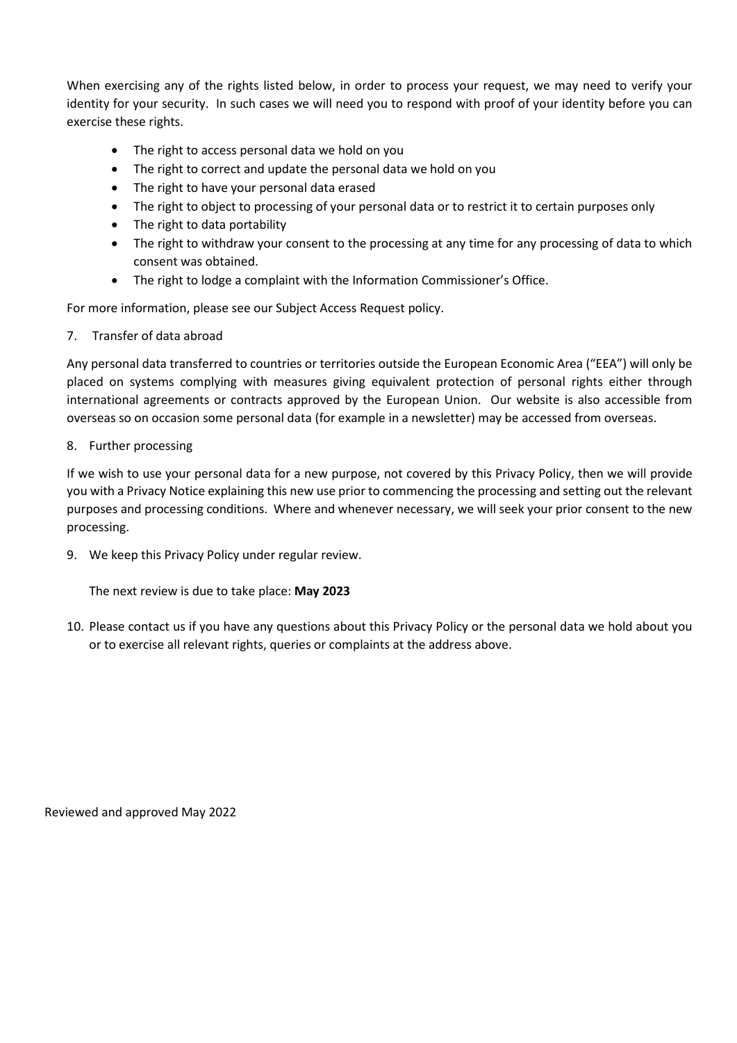When exercising any of the rights listed below, in order to process your request, we may need to verify your identity for your security. In such cases we will need you to respond with proof of your identity before you can exercise these rights.

- The right to access personal data we hold on you
- The right to correct and update the personal data we hold on you
- The right to have your personal data erased
- The right to object to processing of your personal data or to restrict it to certain purposes only
- The right to data portability
- The right to withdraw your consent to the processing at any time for any processing of data to which consent was obtained.
- The right to lodge a complaint with the Information Commissioner's Office.

For more information, please see our Subject Access Request policy.

7. Transfer of data abroad

Any personal data transferred to countries or territories outside the European Economic Area ("EEA") will only be placed on systems complying with measures giving equivalent protection of personal rights either through international agreements or contracts approved by the European Union. Our website is also accessible from overseas so on occasion some personal data (for example in a newsletter) may be accessed from overseas.

8. Further processing

If we wish to use your personal data for a new purpose, not covered by this Privacy Policy, then we will provide you with a Privacy Notice explaining this new use prior to commencing the processing and setting out the relevant purposes and processing conditions. Where and whenever necessary, we will seek your prior consent to the new processing.

9. We keep this Privacy Policy under regular review.

   The next review is due to take place: **May 2023**

10. Please contact us if you have any questions about this Privacy Policy or the personal data we hold about you or to exercise all relevant rights, queries or complaints at the address above.

Reviewed and approved May 2022